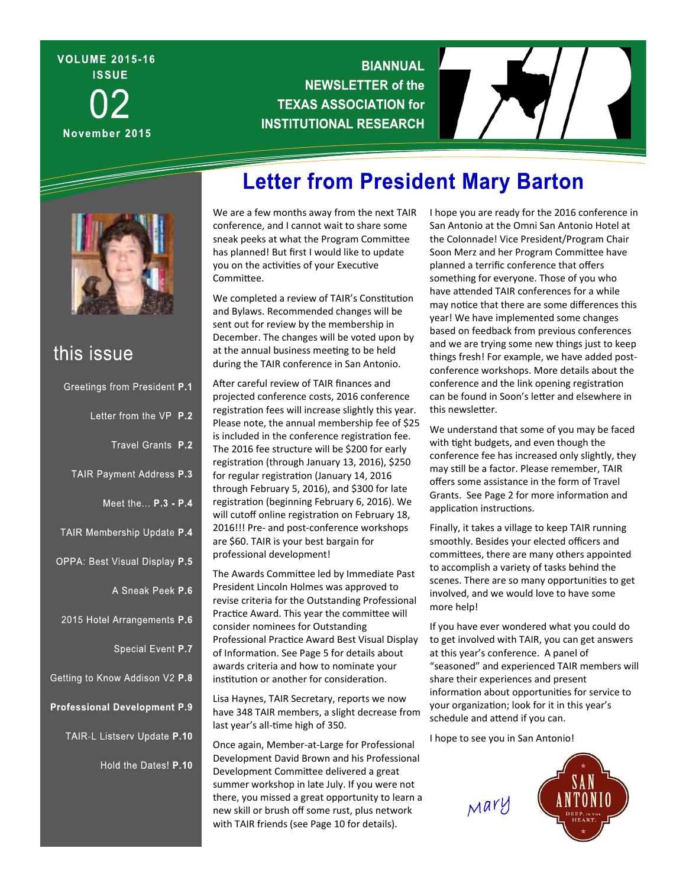VOLUME 2015-16
ISSUE
02
November 2015

**BIANNUAL NEWSLETTER of the TEXAS ASSOCIATION for INSTITUTIONAL RESEARCH**

## this issue

- Greetings from President **P.1**
- Letter from the VP **P.2**
- Travel Grants **P.2**
- TAIR Payment Address **P.3**
- Meet the... **P.3 - P.4**
- TAIR Membership Update **P.4**
- OPPA: Best Visual Display **P.5**
- A Sneak Peek **P.6**
- 2015 Hotel Arrangements **P.6**
- Special Event **P.7**
- Getting to Know Addison V2 **P.8**
- **Professional Development P.9**
- TAIR-L Listserv Update **P.10**
- Hold the Dates! **P.10**

# Letter from President Mary Barton

We are a few months away from the next TAIR conference, and I cannot wait to share some sneak peeks at what the Program Committee has planned! But first I would like to update you on the activities of your Executive Committee.

We completed a review of TAIR's Constitution and Bylaws. Recommended changes will be sent out for review by the membership in December. The changes will be voted upon by at the annual business meeting to be held during the TAIR conference in San Antonio.

After careful review of TAIR finances and projected conference costs, 2016 conference registration fees will increase slightly this year. Please note, the annual membership fee of $25 is included in the conference registration fee. The 2016 fee structure will be $200 for early registration (through January 13, 2016), $250 for regular registration (January 14, 2016 through February 5, 2016), and $300 for late registration (beginning February 6, 2016). We will cutoff online registration on February 18, 2016!!! Pre- and post-conference workshops are $60. TAIR is your best bargain for professional development!

The Awards Committee led by Immediate Past President Lincoln Holmes was approved to revise criteria for the Outstanding Professional Practice Award. This year the committee will consider nominees for Outstanding Professional Practice Award Best Visual Display of Information. See Page 5 for details about awards criteria and how to nominate your institution or another for consideration.

Lisa Haynes, TAIR Secretary, reports we now have 348 TAIR members, a slight decrease from last year's all-time high of 350.

Once again, Member-at-Large for Professional Development David Brown and his Professional Development Committee delivered a great summer workshop in late July. If you were not there, you missed a great opportunity to learn a new skill or brush off some rust, plus network with TAIR friends (see Page 10 for details).

I hope you are ready for the 2016 conference in San Antonio at the Omni San Antonio Hotel at the Colonnade! Vice President/Program Chair Soon Merz and her Program Committee have planned a terrific conference that offers something for everyone. Those of you who have attended TAIR conferences for a while may notice that there are some differences this year! We have implemented some changes based on feedback from previous conferences and we are trying some new things just to keep things fresh! For example, we have added post-conference workshops. More details about the conference and the link opening registration can be found in Soon's letter and elsewhere in this newsletter.

We understand that some of you may be faced with tight budgets, and even though the conference fee has increased only slightly, they may still be a factor. Please remember, TAIR offers some assistance in the form of Travel Grants. See Page 2 for more information and application instructions.

Finally, it takes a village to keep TAIR running smoothly. Besides your elected officers and committees, there are many others appointed to accomplish a variety of tasks behind the scenes. There are so many opportunities to get involved, and we would love to have some more help!

If you have ever wondered what you could do to get involved with TAIR, you can get answers at this year's conference. A panel of "seasoned" and experienced TAIR members will share their experiences and present information about opportunities for service to your organization; look for it in this year's schedule and attend if you can.

I hope to see you in San Antonio!

*Mary*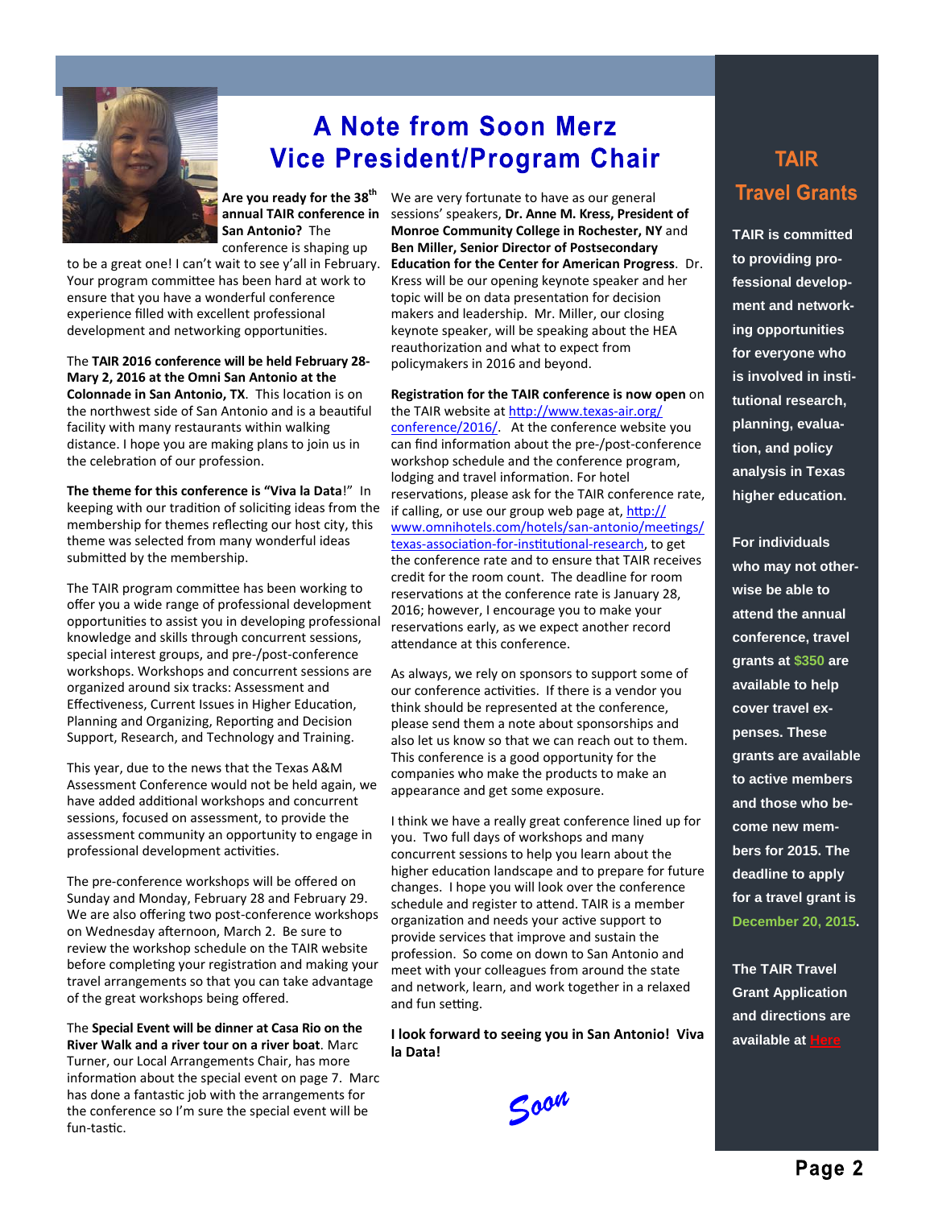# A Note from Soon Merz
# Vice President/Program Chair

**Are you ready for the 38th annual TAIR conference in San Antonio?** The conference is shaping up to be a great one! I can't wait to see y'all in February. Your program committee has been hard at work to ensure that you have a wonderful conference experience filled with excellent professional development and networking opportunities.

The **TAIR 2016 conference will be held February 28-Mary 2, 2016 at the Omni San Antonio at the Colonnade in San Antonio, TX**. This location is on the northwest side of San Antonio and is a beautiful facility with many restaurants within walking distance. I hope you are making plans to join us in the celebration of our profession.

**The theme for this conference is "Viva la Data**!" In keeping with our tradition of soliciting ideas from the membership for themes reflecting our host city, this theme was selected from many wonderful ideas submitted by the membership.

The TAIR program committee has been working to offer you a wide range of professional development opportunities to assist you in developing professional knowledge and skills through concurrent sessions, special interest groups, and pre-/post-conference workshops. Workshops and concurrent sessions are organized around six tracks: Assessment and Effectiveness, Current Issues in Higher Education, Planning and Organizing, Reporting and Decision Support, Research, and Technology and Training.

This year, due to the news that the Texas A&M Assessment Conference would not be held again, we have added additional workshops and concurrent sessions, focused on assessment, to provide the assessment community an opportunity to engage in professional development activities.

The pre-conference workshops will be offered on Sunday and Monday, February 28 and February 29. We are also offering two post-conference workshops on Wednesday afternoon, March 2. Be sure to review the workshop schedule on the TAIR website before completing your registration and making your travel arrangements so that you can take advantage of the great workshops being offered.

The **Special Event will be dinner at Casa Rio on the River Walk and a river tour on a river boat**. Marc Turner, our Local Arrangements Chair, has more information about the special event on page 7. Marc has done a fantastic job with the arrangements for the conference so I'm sure the special event will be fun-tastic.

We are very fortunate to have as our general sessions' speakers, **Dr. Anne M. Kress, President of Monroe Community College in Rochester, NY** and **Ben Miller, Senior Director of Postsecondary Education for the Center for American Progress**. Dr. Kress will be our opening keynote speaker and her topic will be on data presentation for decision makers and leadership. Mr. Miller, our closing keynote speaker, will be speaking about the HEA reauthorization and what to expect from policymakers in 2016 and beyond.

**Registration for the TAIR conference is now open** on the TAIR website at http://www.texas-air.org/conference/2016/. At the conference website you can find information about the pre-/post-conference workshop schedule and the conference program, lodging and travel information. For hotel reservations, please ask for the TAIR conference rate, if calling, or use our group web page at, http://www.omnihotels.com/hotels/san-antonio/meetings/texas-association-for-institutional-research, to get the conference rate and to ensure that TAIR receives credit for the room count. The deadline for room reservations at the conference rate is January 28, 2016; however, I encourage you to make your reservations early, as we expect another record attendance at this conference.

As always, we rely on sponsors to support some of our conference activities. If there is a vendor you think should be represented at the conference, please send them a note about sponsorships and also let us know so that we can reach out to them. This conference is a good opportunity for the companies who make the products to make an appearance and get some exposure.

I think we have a really great conference lined up for you. Two full days of workshops and many concurrent sessions to help you learn about the higher education landscape and to prepare for future changes. I hope you will look over the conference schedule and register to attend. TAIR is a member organization and needs your active support to provide services that improve and sustain the profession. So come on down to San Antonio and meet with your colleagues from around the state and network, learn, and work together in a relaxed and fun setting.

**I look forward to seeing you in San Antonio! Viva la Data!**

*Soon*

## TAIR Travel Grants

**TAIR is committed to providing professional development and networking opportunities for everyone who is involved in institutional research, planning, evaluation, and policy analysis in Texas higher education.**

**For individuals who may not otherwise be able to attend the annual conference, travel grants at $350 are available to help cover travel expenses. These grants are available to active members and those who become new members for 2015. The deadline to apply for a travel grant is December 20, 2015.**

**The TAIR Travel Grant Application and directions are available at Here**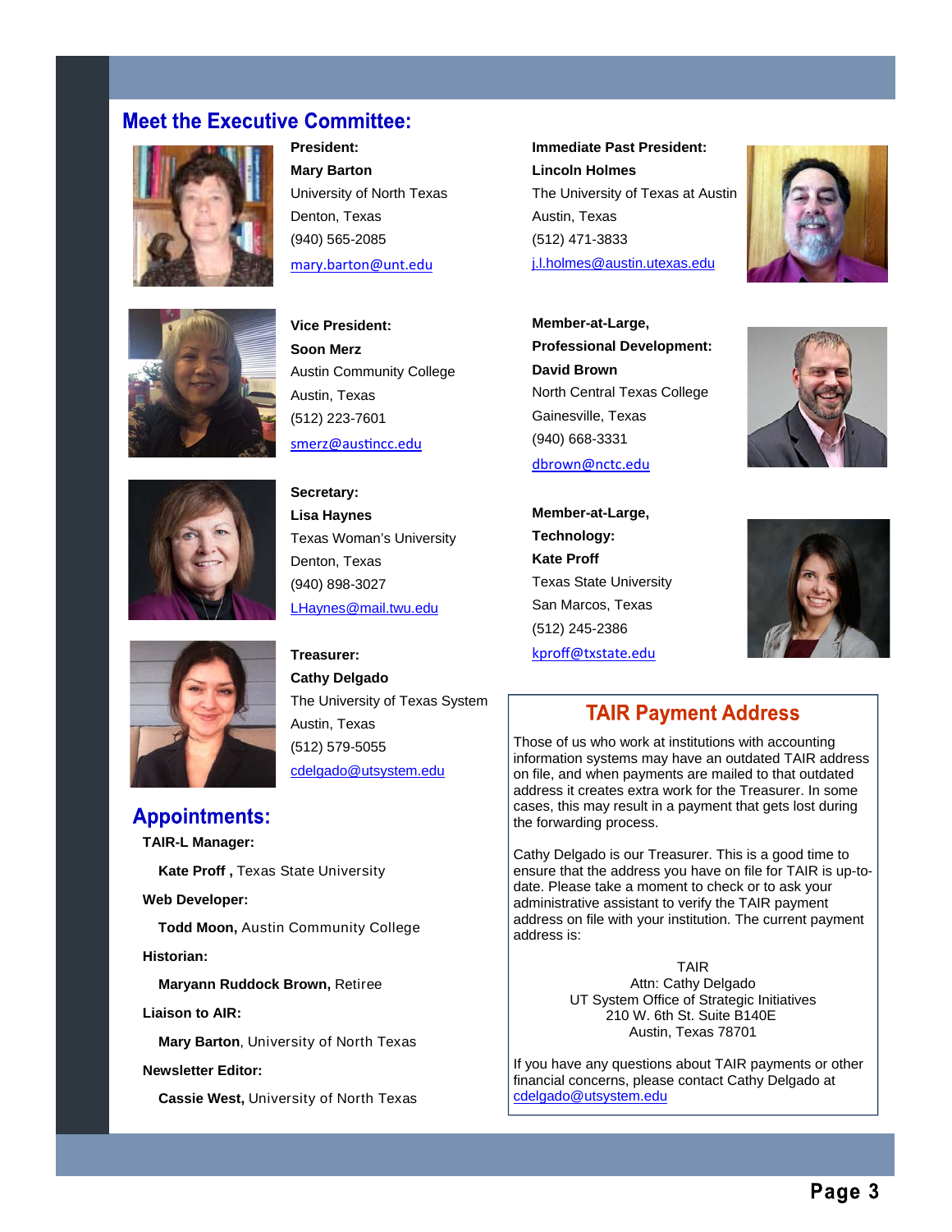## Meet the Executive Committee:

**President:**
**Mary Barton**
University of North Texas
Denton, Texas
(940) 565-2085
mary.barton@unt.edu

**Vice President:**
**Soon Merz**
Austin Community College
Austin, Texas
(512) 223-7601
smerz@austincc.edu

**Secretary:**
**Lisa Haynes**
Texas Woman's University
Denton, Texas
(940) 898-3027
LHaynes@mail.twu.edu

**Treasurer:**
**Cathy Delgado**
The University of Texas System
Austin, Texas
(512) 579-5055
cdelgado@utsystem.edu

**Immediate Past President:**
**Lincoln Holmes**
The University of Texas at Austin
Austin, Texas
(512) 471-3833
j.l.holmes@austin.utexas.edu

**Member-at-Large, Professional Development:**
**David Brown**
North Central Texas College
Gainesville, Texas
(940) 668-3331
dbrown@nctc.edu

**Member-at-Large, Technology:**
**Kate Proff**
Texas State University
San Marcos, Texas
(512) 245-2386
kproff@txstate.edu

## Appointments:

**TAIR-L Manager:**

**Kate Proff ,** Texas State University

**Web Developer:**

**Todd Moon,** Austin Community College

**Historian:**

**Maryann Ruddock Brown,** Retiree

**Liaison to AIR:**

**Mary Barton**, University of North Texas

**Newsletter Editor:**

**Cassie West,** University of North Texas

## TAIR Payment Address

Those of us who work at institutions with accounting information systems may have an outdated TAIR address on file, and when payments are mailed to that outdated address it creates extra work for the Treasurer. In some cases, this may result in a payment that gets lost during the forwarding process.

Cathy Delgado is our Treasurer. This is a good time to ensure that the address you have on file for TAIR is up-to-date. Please take a moment to check or to ask your administrative assistant to verify the TAIR payment address on file with your institution. The current payment address is:

TAIR
Attn: Cathy Delgado
UT System Office of Strategic Initiatives
210 W. 6th St. Suite B140E
Austin, Texas 78701

If you have any questions about TAIR payments or other financial concerns, please contact Cathy Delgado at cdelgado@utsystem.edu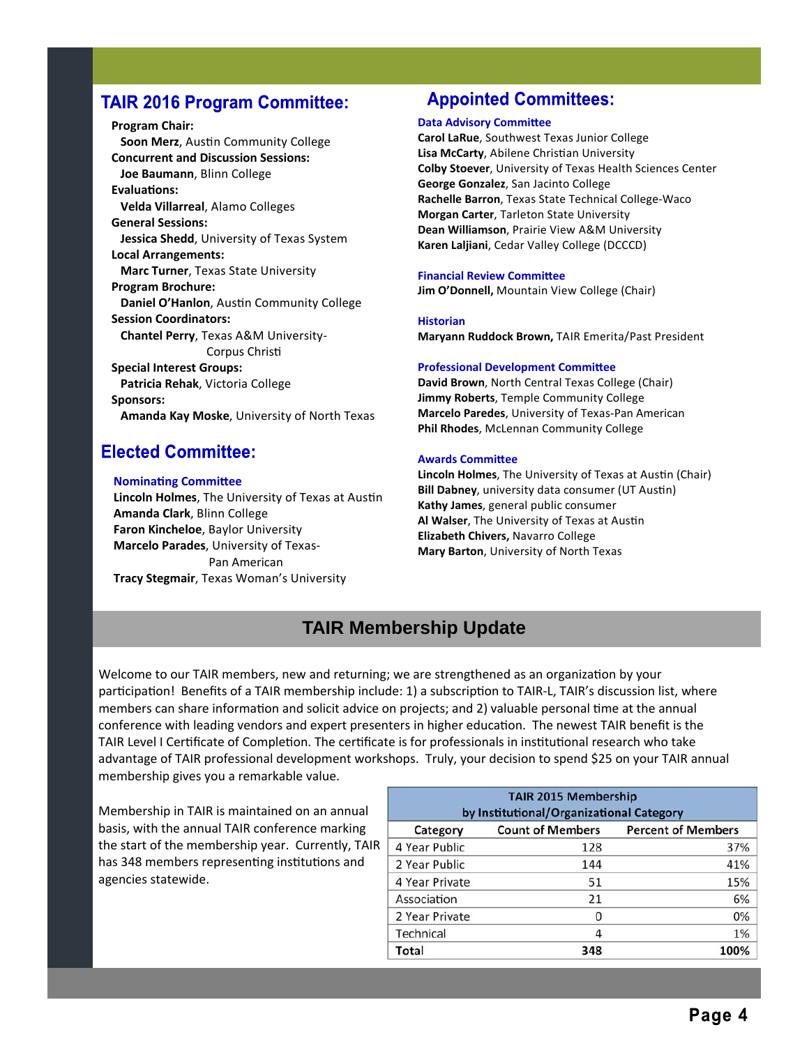## TAIR 2016 Program Committee:

**Program Chair:**
**Soon Merz**, Austin Community College

**Concurrent and Discussion Sessions:**
**Joe Baumann**, Blinn College

**Evaluations:**
**Velda Villarreal**, Alamo Colleges

**General Sessions:**
**Jessica Shedd**, University of Texas System

**Local Arrangements:**
**Marc Turner**, Texas State University

**Program Brochure:**
**Daniel O'Hanlon**, Austin Community College

**Session Coordinators:**
**Chantel Perry**, Texas A&M University-Corpus Christi

**Special Interest Groups:**
**Patricia Rehak**, Victoria College

**Sponsors:**
**Amanda Kay Moske**, University of North Texas

## Elected Committee:

### Nominating Committee

**Lincoln Holmes**, The University of Texas at Austin
**Amanda Clark**, Blinn College
**Faron Kincheloe**, Baylor University
**Marcelo Parades**, University of Texas-Pan American
**Tracy Stegmair**, Texas Woman's University

## Appointed Committees:

### Data Advisory Committee

**Carol LaRue**, Southwest Texas Junior College
**Lisa McCarty**, Abilene Christian University
**Colby Stoever**, University of Texas Health Sciences Center
**George Gonzalez**, San Jacinto College
**Rachelle Barron**, Texas State Technical College-Waco
**Morgan Carter**, Tarleton State University
**Dean Williamson**, Prairie View A&M University
**Karen Laljiani**, Cedar Valley College (DCCCD)

### Financial Review Committee

**Jim O'Donnell,** Mountain View College (Chair)

### Historian

**Maryann Ruddock Brown,** TAIR Emerita/Past President

### Professional Development Committee

**David Brown**, North Central Texas College (Chair)
**Jimmy Roberts**, Temple Community College
**Marcelo Paredes**, University of Texas-Pan American
**Phil Rhodes**, McLennan Community College

### Awards Committee

**Lincoln Holmes**, The University of Texas at Austin (Chair)
**Bill Dabney**, university data consumer (UT Austin)
**Kathy James**, general public consumer
**Al Walser**, The University of Texas at Austin
**Elizabeth Chivers,** Navarro College
**Mary Barton**, University of North Texas

## TAIR Membership Update

Welcome to our TAIR members, new and returning; we are strengthened as an organization by your participation! Benefits of a TAIR membership include: 1) a subscription to TAIR-L, TAIR's discussion list, where members can share information and solicit advice on projects; and 2) valuable personal time at the annual conference with leading vendors and expert presenters in higher education. The newest TAIR benefit is the TAIR Level I Certificate of Completion. The certificate is for professionals in institutional research who take advantage of TAIR professional development workshops. Truly, your decision to spend $25 on your TAIR annual membership gives you a remarkable value.

Membership in TAIR is maintained on an annual basis, with the annual TAIR conference marking the start of the membership year. Currently, TAIR has 348 members representing institutions and agencies statewide.

**TAIR 2015 Membership by Institutional/Organizational Category**

| Category | Count of Members | Percent of Members |
|---|---|---|
| 4 Year Public | 128 | 37% |
| 2 Year Public | 144 | 41% |
| 4 Year Private | 51 | 15% |
| Association | 21 | 6% |
| 2 Year Private | 0 | 0% |
| Technical | 4 | 1% |
| **Total** | **348** | **100%** |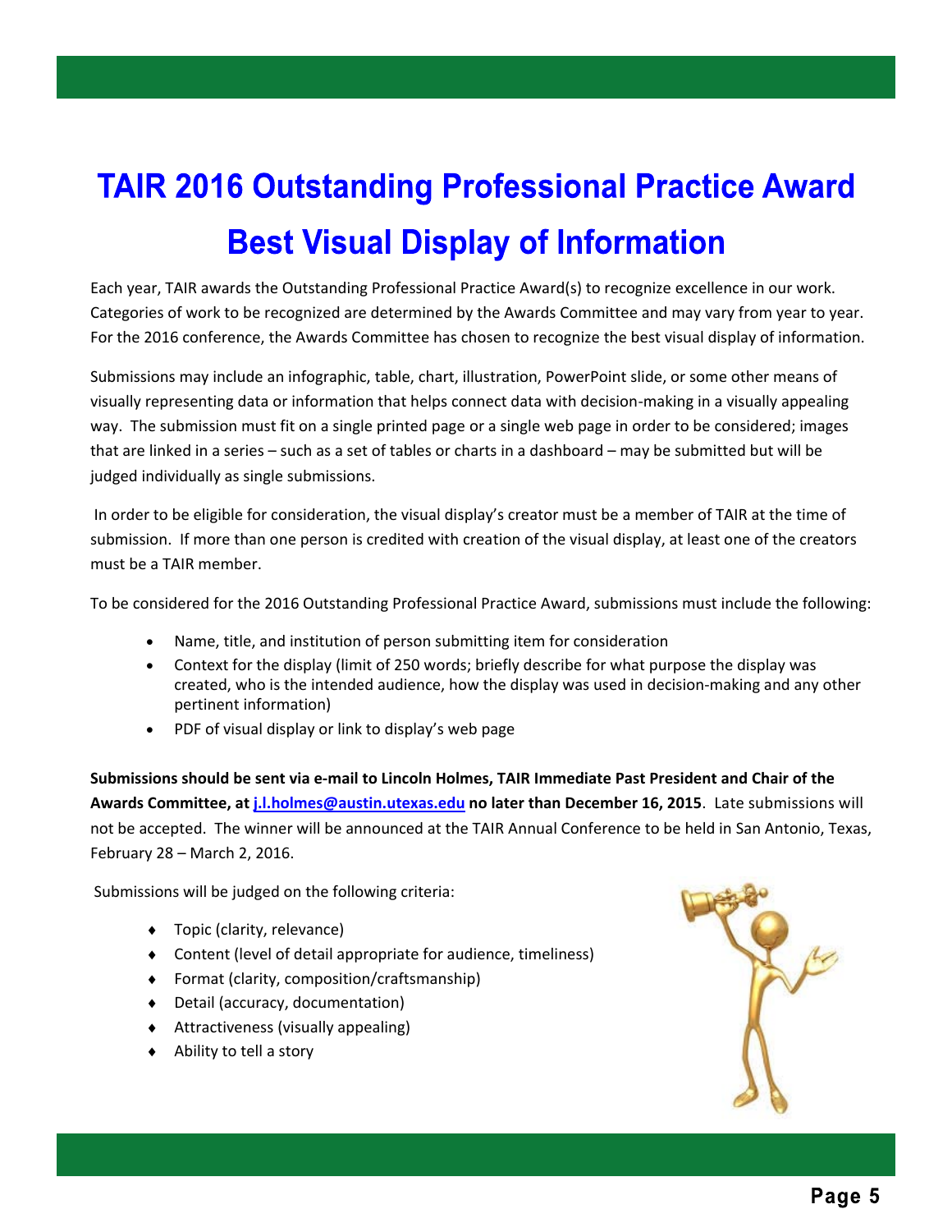# TAIR 2016 Outstanding Professional Practice Award

## Best Visual Display of Information

Each year, TAIR awards the Outstanding Professional Practice Award(s) to recognize excellence in our work. Categories of work to be recognized are determined by the Awards Committee and may vary from year to year. For the 2016 conference, the Awards Committee has chosen to recognize the best visual display of information.

Submissions may include an infographic, table, chart, illustration, PowerPoint slide, or some other means of visually representing data or information that helps connect data with decision-making in a visually appealing way. The submission must fit on a single printed page or a single web page in order to be considered; images that are linked in a series – such as a set of tables or charts in a dashboard – may be submitted but will be judged individually as single submissions.

In order to be eligible for consideration, the visual display's creator must be a member of TAIR at the time of submission. If more than one person is credited with creation of the visual display, at least one of the creators must be a TAIR member.

To be considered for the 2016 Outstanding Professional Practice Award, submissions must include the following:

- Name, title, and institution of person submitting item for consideration
- Context for the display (limit of 250 words; briefly describe for what purpose the display was created, who is the intended audience, how the display was used in decision-making and any other pertinent information)
- PDF of visual display or link to display's web page

**Submissions should be sent via e-mail to Lincoln Holmes, TAIR Immediate Past President and Chair of the Awards Committee, at j.l.holmes@austin.utexas.edu no later than December 16, 2015**. Late submissions will not be accepted. The winner will be announced at the TAIR Annual Conference to be held in San Antonio, Texas, February 28 – March 2, 2016.

Submissions will be judged on the following criteria:

- Topic (clarity, relevance)
- Content (level of detail appropriate for audience, timeliness)
- Format (clarity, composition/craftsmanship)
- Detail (accuracy, documentation)
- Attractiveness (visually appealing)
- Ability to tell a story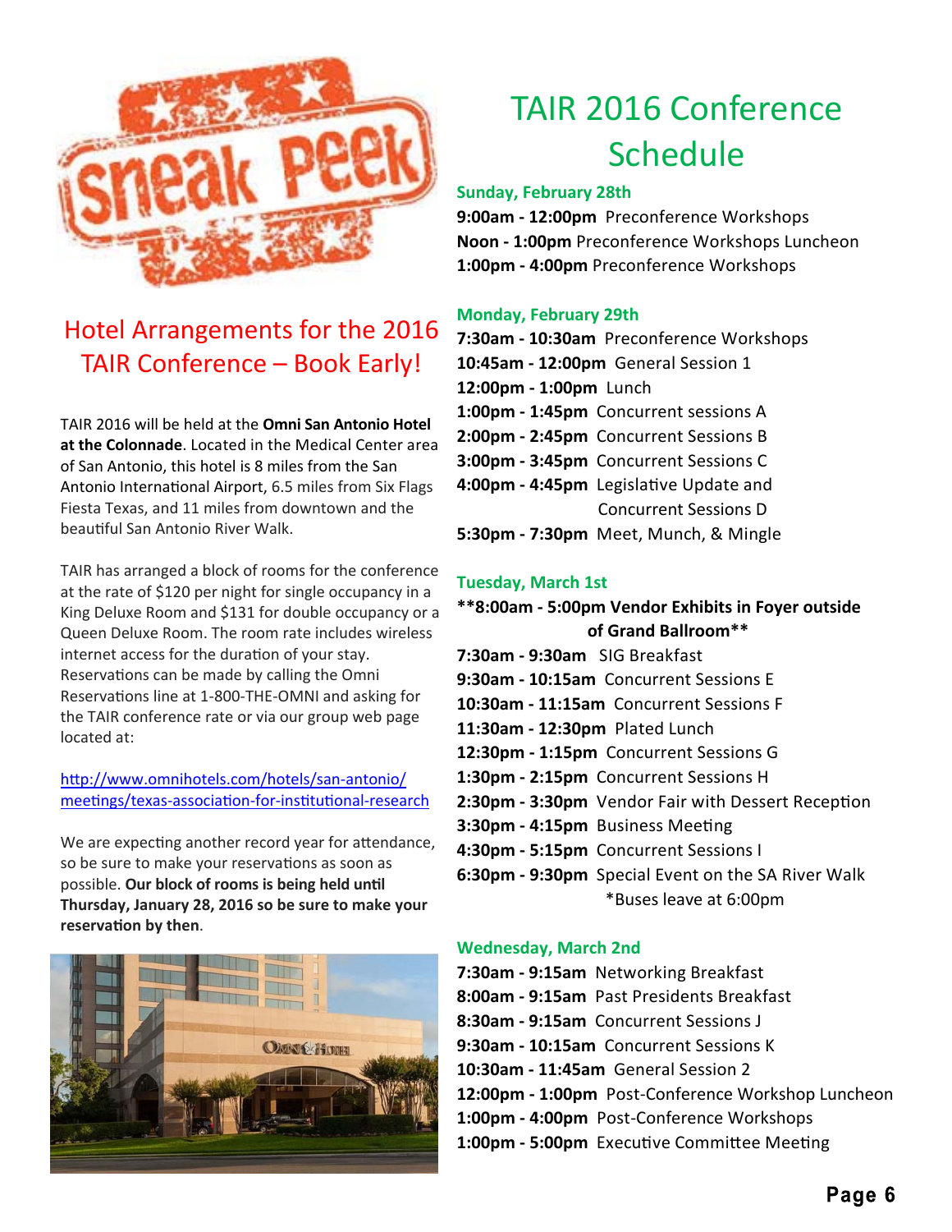## Hotel Arrangements for the 2016 TAIR Conference – Book Early!

TAIR 2016 will be held at the **Omni San Antonio Hotel at the Colonnade**. Located in the Medical Center area of San Antonio, this hotel is 8 miles from the San Antonio International Airport, 6.5 miles from Six Flags Fiesta Texas, and 11 miles from downtown and the beautiful San Antonio River Walk.

TAIR has arranged a block of rooms for the conference at the rate of $120 per night for single occupancy in a King Deluxe Room and $131 for double occupancy or a Queen Deluxe Room. The room rate includes wireless internet access for the duration of your stay. Reservations can be made by calling the Omni Reservations line at 1-800-THE-OMNI and asking for the TAIR conference rate or via our group web page located at:

[http://www.omnihotels.com/hotels/san-antonio/meetings/texas-association-for-institutional-research](http://www.omnihotels.com/hotels/san-antonio/meetings/texas-association-for-institutional-research)

We are expecting another record year for attendance, so be sure to make your reservations as soon as possible. **Our block of rooms is being held until Thursday, January 28, 2016 so be sure to make your reservation by then**.

## TAIR 2016 Conference Schedule

### Sunday, February 28th

**9:00am - 12:00pm** Preconference Workshops
**Noon - 1:00pm** Preconference Workshops Luncheon
**1:00pm - 4:00pm** Preconference Workshops

### Monday, February 29th

**7:30am - 10:30am** Preconference Workshops
**10:45am - 12:00pm** General Session 1
**12:00pm - 1:00pm** Lunch
**1:00pm - 1:45pm** Concurrent sessions A
**2:00pm - 2:45pm** Concurrent Sessions B
**3:00pm - 3:45pm** Concurrent Sessions C
**4:00pm - 4:45pm** Legislative Update and Concurrent Sessions D
**5:30pm - 7:30pm** Meet, Munch, & Mingle

### Tuesday, March 1st

****8:00am - 5:00pm Vendor Exhibits in Foyer outside of Grand Ballroom****
**7:30am - 9:30am** SIG Breakfast
**9:30am - 10:15am** Concurrent Sessions E
**10:30am - 11:15am** Concurrent Sessions F
**11:30am - 12:30pm** Plated Lunch
**12:30pm - 1:15pm** Concurrent Sessions G
**1:30pm - 2:15pm** Concurrent Sessions H
**2:30pm - 3:30pm** Vendor Fair with Dessert Reception
**3:30pm - 4:15pm** Business Meeting
**4:30pm - 5:15pm** Concurrent Sessions I
**6:30pm - 9:30pm** Special Event on the SA River Walk
*Buses leave at 6:00pm

### Wednesday, March 2nd

**7:30am - 9:15am** Networking Breakfast
**8:00am - 9:15am** Past Presidents Breakfast
**8:30am - 9:15am** Concurrent Sessions J
**9:30am - 10:15am** Concurrent Sessions K
**10:30am - 11:45am** General Session 2
**12:00pm - 1:00pm** Post-Conference Workshop Luncheon
**1:00pm - 4:00pm** Post-Conference Workshops
**1:00pm - 5:00pm** Executive Committee Meeting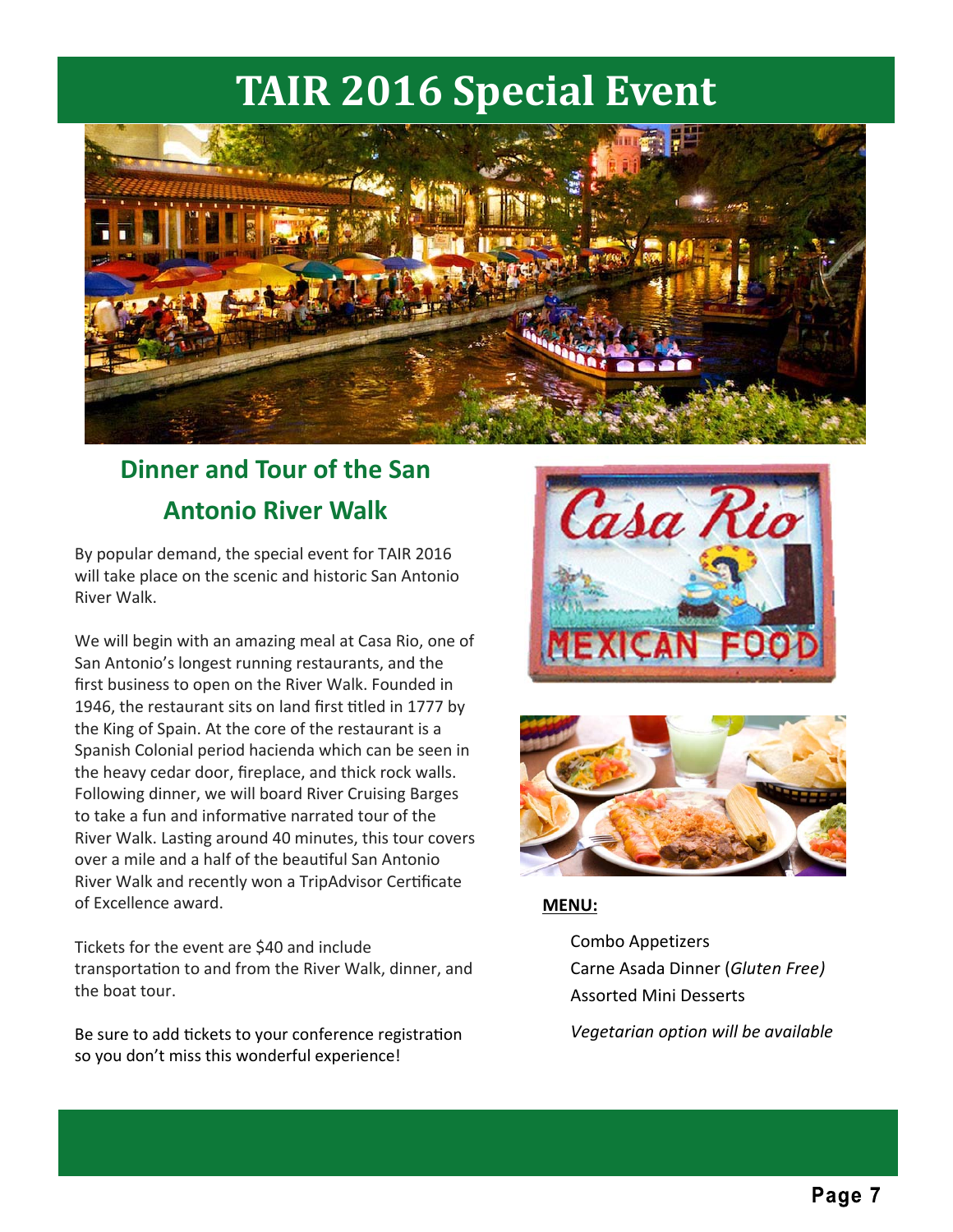# TAIR 2016 Special Event

## Dinner and Tour of the San Antonio River Walk

By popular demand, the special event for TAIR 2016 will take place on the scenic and historic San Antonio River Walk.

We will begin with an amazing meal at Casa Rio, one of San Antonio's longest running restaurants, and the first business to open on the River Walk. Founded in 1946, the restaurant sits on land first titled in 1777 by the King of Spain. At the core of the restaurant is a Spanish Colonial period hacienda which can be seen in the heavy cedar door, fireplace, and thick rock walls. Following dinner, we will board River Cruising Barges to take a fun and informative narrated tour of the River Walk. Lasting around 40 minutes, this tour covers over a mile and a half of the beautiful San Antonio River Walk and recently won a TripAdvisor Certificate of Excellence award.

Tickets for the event are $40 and include transportation to and from the River Walk, dinner, and the boat tour.

Be sure to add tickets to your conference registration so you don't miss this wonderful experience!

**MENU:**

Combo Appetizers
Carne Asada Dinner (*Gluten Free*)
Assorted Mini Desserts

*Vegetarian option will be available*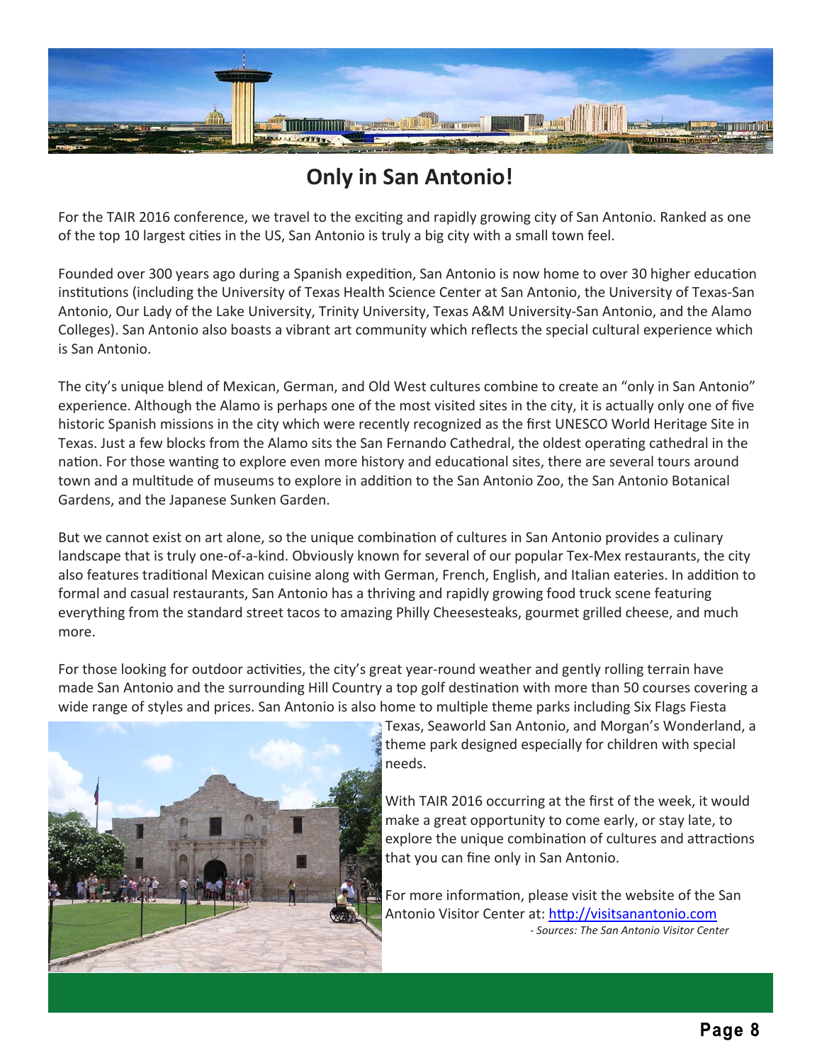# Only in San Antonio!

For the TAIR 2016 conference, we travel to the exciting and rapidly growing city of San Antonio. Ranked as one of the top 10 largest cities in the US, San Antonio is truly a big city with a small town feel.

Founded over 300 years ago during a Spanish expedition, San Antonio is now home to over 30 higher education institutions (including the University of Texas Health Science Center at San Antonio, the University of Texas-San Antonio, Our Lady of the Lake University, Trinity University, Texas A&M University-San Antonio, and the Alamo Colleges). San Antonio also boasts a vibrant art community which reflects the special cultural experience which is San Antonio.

The city's unique blend of Mexican, German, and Old West cultures combine to create an "only in San Antonio" experience. Although the Alamo is perhaps one of the most visited sites in the city, it is actually only one of five historic Spanish missions in the city which were recently recognized as the first UNESCO World Heritage Site in Texas. Just a few blocks from the Alamo sits the San Fernando Cathedral, the oldest operating cathedral in the nation. For those wanting to explore even more history and educational sites, there are several tours around town and a multitude of museums to explore in addition to the San Antonio Zoo, the San Antonio Botanical Gardens, and the Japanese Sunken Garden.

But we cannot exist on art alone, so the unique combination of cultures in San Antonio provides a culinary landscape that is truly one-of-a-kind. Obviously known for several of our popular Tex-Mex restaurants, the city also features traditional Mexican cuisine along with German, French, English, and Italian eateries. In addition to formal and casual restaurants, San Antonio has a thriving and rapidly growing food truck scene featuring everything from the standard street tacos to amazing Philly Cheesesteaks, gourmet grilled cheese, and much more.

For those looking for outdoor activities, the city's great year-round weather and gently rolling terrain have made San Antonio and the surrounding Hill Country a top golf destination with more than 50 courses covering a wide range of styles and prices. San Antonio is also home to multiple theme parks including Six Flags Fiesta Texas, Seaworld San Antonio, and Morgan's Wonderland, a theme park designed especially for children with special needs.

With TAIR 2016 occurring at the first of the week, it would make a great opportunity to come early, or stay late, to explore the unique combination of cultures and attractions that you can fine only in San Antonio.

For more information, please visit the website of the San Antonio Visitor Center at: [http://visitsanantonio.com](http://visitsanantonio.com)

*- Sources: The San Antonio Visitor Center*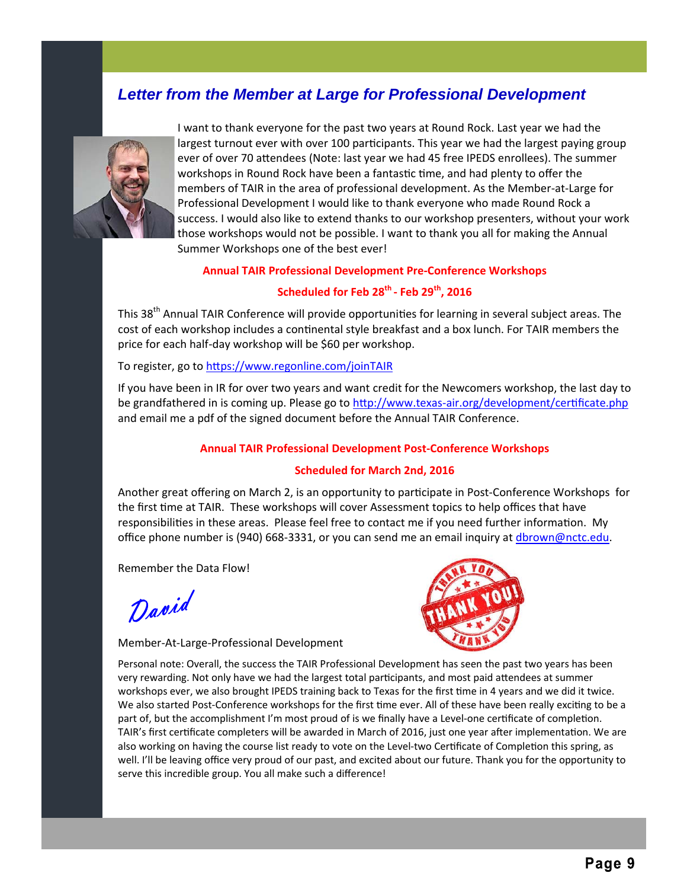## *Letter from the Member at Large for Professional Development*

I want to thank everyone for the past two years at Round Rock. Last year we had the largest turnout ever with over 100 participants. This year we had the largest paying group ever of over 70 attendees (Note: last year we had 45 free IPEDS enrollees). The summer workshops in Round Rock have been a fantastic time, and had plenty to offer the members of TAIR in the area of professional development. As the Member-at-Large for Professional Development I would like to thank everyone who made Round Rock a success. I would also like to extend thanks to our workshop presenters, without your work those workshops would not be possible. I want to thank you all for making the Annual Summer Workshops one of the best ever!

**Annual TAIR Professional Development Pre-Conference Workshops**

**Scheduled for Feb 28th - Feb 29th, 2016**

This 38th Annual TAIR Conference will provide opportunities for learning in several subject areas. The cost of each workshop includes a continental style breakfast and a box lunch. For TAIR members the price for each half-day workshop will be $60 per workshop.

To register, go to https://www.regonline.com/joinTAIR

If you have been in IR for over two years and want credit for the Newcomers workshop, the last day to be grandfathered in is coming up. Please go to http://www.texas-air.org/development/certificate.php and email me a pdf of the signed document before the Annual TAIR Conference.

**Annual TAIR Professional Development Post-Conference Workshops**

**Scheduled for March 2nd, 2016**

Another great offering on March 2, is an opportunity to participate in Post-Conference Workshops for the first time at TAIR. These workshops will cover Assessment topics to help offices that have responsibilities in these areas. Please feel free to contact me if you need further information. My office phone number is (940) 668-3331, or you can send me an email inquiry at dbrown@nctc.edu.

Remember the Data Flow!

*David*

Member-At-Large-Professional Development

Personal note: Overall, the success the TAIR Professional Development has seen the past two years has been very rewarding. Not only have we had the largest total participants, and most paid attendees at summer workshops ever, we also brought IPEDS training back to Texas for the first time in 4 years and we did it twice. We also started Post-Conference workshops for the first time ever. All of these have been really exciting to be a part of, but the accomplishment I'm most proud of is we finally have a Level-one certificate of completion. TAIR's first certificate completers will be awarded in March of 2016, just one year after implementation. We are also working on having the course list ready to vote on the Level-two Certificate of Completion this spring, as well. I'll be leaving office very proud of our past, and excited about our future. Thank you for the opportunity to serve this incredible group. You all make such a difference!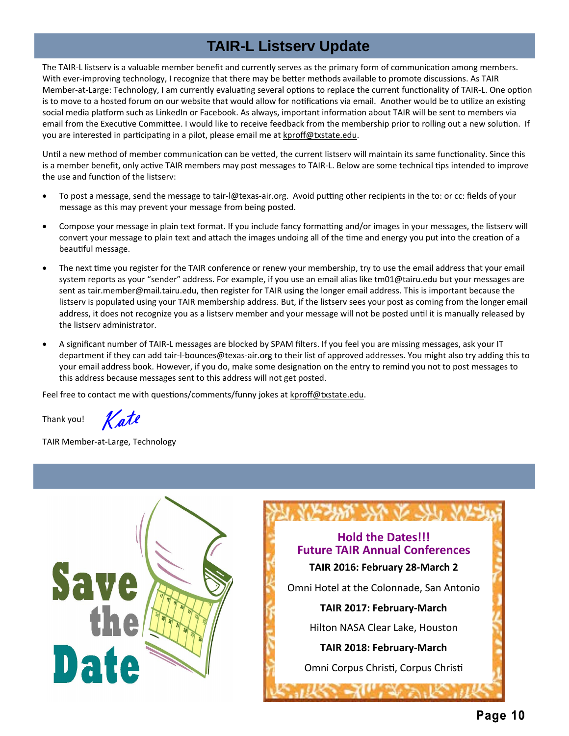# TAIR-L Listserv Update

The TAIR-L listserv is a valuable member benefit and currently serves as the primary form of communication among members. With ever-improving technology, I recognize that there may be better methods available to promote discussions. As TAIR Member-at-Large: Technology, I am currently evaluating several options to replace the current functionality of TAIR-L. One option is to move to a hosted forum on our website that would allow for notifications via email. Another would be to utilize an existing social media platform such as LinkedIn or Facebook. As always, important information about TAIR will be sent to members via email from the Executive Committee. I would like to receive feedback from the membership prior to rolling out a new solution. If you are interested in participating in a pilot, please email me at kproff@txstate.edu.

Until a new method of member communication can be vetted, the current listserv will maintain its same functionality. Since this is a member benefit, only active TAIR members may post messages to TAIR-L. Below are some technical tips intended to improve the use and function of the listserv:

- To post a message, send the message to tair-l@texas-air.org. Avoid putting other recipients in the to: or cc: fields of your message as this may prevent your message from being posted.
- Compose your message in plain text format. If you include fancy formatting and/or images in your messages, the listserv will convert your message to plain text and attach the images undoing all of the time and energy you put into the creation of a beautiful message.
- The next time you register for the TAIR conference or renew your membership, try to use the email address that your email system reports as your "sender" address. For example, if you use an email alias like tm01@tairu.edu but your messages are sent as tair.member@mail.tairu.edu, then register for TAIR using the longer email address. This is important because the listserv is populated using your TAIR membership address. But, if the listserv sees your post as coming from the longer email address, it does not recognize you as a listserv member and your message will not be posted until it is manually released by the listserv administrator.
- A significant number of TAIR-L messages are blocked by SPAM filters. If you feel you are missing messages, ask your IT department if they can add tair-l-bounces@texas-air.org to their list of approved addresses. You might also try adding this to your email address book. However, if you do, make some designation on the entry to remind you not to post messages to this address because messages sent to this address will not get posted.

Feel free to contact me with questions/comments/funny jokes at kproff@txstate.edu.

Thank you! *Kate*

TAIR Member-at-Large, Technology

Save the Date

**Hold the Dates!!!**
**Future TAIR Annual Conferences**

**TAIR 2016: February 28-March 2**

Omni Hotel at the Colonnade, San Antonio

**TAIR 2017: February-March**

Hilton NASA Clear Lake, Houston

**TAIR 2018: February-March**

Omni Corpus Christi, Corpus Christi